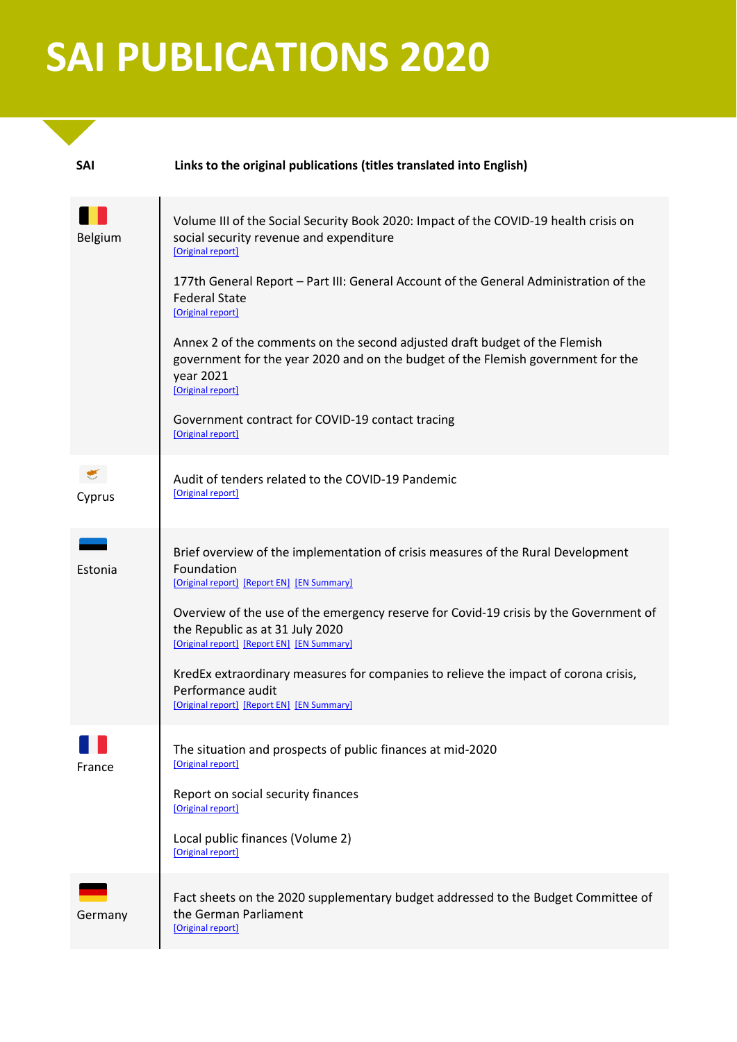# SAI PUBLICATIONS 2020

| SAI | Links to the original publications (titles translated into English) |
| --- | --- |
| Belgium | Volume III of the Social Security Book 2020: Impact of the COVID-19 health crisis on social security revenue and expenditure [Original report] |
| | 177th General Report – Part III: General Account of the General Administration of the Federal State [Original report] |
| | Annex 2 of the comments on the second adjusted draft budget of the Flemish government for the year 2020 and on the budget of the Flemish government for the year 2021 [Original report] |
| | Government contract for COVID-19 contact tracing [Original report] |
| Cyprus | Audit of tenders related to the COVID-19 Pandemic [Original report] |
| Estonia | Brief overview of the implementation of crisis measures of the Rural Development Foundation [Original report] [Report EN] [EN Summary] |
| | Overview of the use of the emergency reserve for Covid-19 crisis by the Government of the Republic as at 31 July 2020 [Original report] [Report EN] [EN Summary] |
| | KredEx extraordinary measures for companies to relieve the impact of corona crisis, Performance audit [Original report] [Report EN] [EN Summary] |
| France | The situation and prospects of public finances at mid-2020 [Original report] |
| | Report on social security finances [Original report] |
| | Local public finances (Volume 2) [Original report] |
| Germany | Fact sheets on the 2020 supplementary budget addressed to the Budget Committee of the German Parliament [Original report] |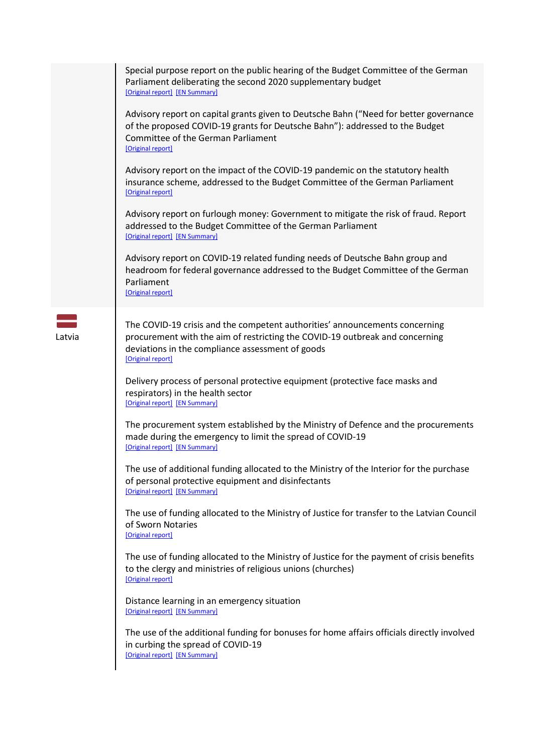Special purpose report on the public hearing of the Budget Committee of the German Parliament deliberating the second 2020 supplementary budget
[Original report] [EN Summary]

Advisory report on capital grants given to Deutsche Bahn (“Need for better governance of the proposed COVID-19 grants for Deutsche Bahn”): addressed to the Budget Committee of the German Parliament
[Original report]

Advisory report on the impact of the COVID-19 pandemic on the statutory health insurance scheme, addressed to the Budget Committee of the German Parliament
[Original report]

Advisory report on furlough money: Government to mitigate the risk of fraud. Report addressed to the Budget Committee of the German Parliament
[Original report] [EN Summary]

Advisory report on COVID-19 related funding needs of Deutsche Bahn group and headroom for federal governance addressed to the Budget Committee of the German Parliament
[Original report]

Latvia

The COVID-19 crisis and the competent authorities’ announcements concerning procurement with the aim of restricting the COVID-19 outbreak and concerning deviations in the compliance assessment of goods
[Original report]

Delivery process of personal protective equipment (protective face masks and respirators) in the health sector
[Original report] [EN Summary]

The procurement system established by the Ministry of Defence and the procurements made during the emergency to limit the spread of COVID-19
[Original report] [EN Summary]

The use of additional funding allocated to the Ministry of the Interior for the purchase of personal protective equipment and disinfectants
[Original report] [EN Summary]

The use of funding allocated to the Ministry of Justice for transfer to the Latvian Council of Sworn Notaries
[Original report]

The use of funding allocated to the Ministry of Justice for the payment of crisis benefits to the clergy and ministries of religious unions (churches)
[Original report]

Distance learning in an emergency situation
[Original report] [EN Summary]

The use of the additional funding for bonuses for home affairs officials directly involved in curbing the spread of COVID-19
[Original report] [EN Summary]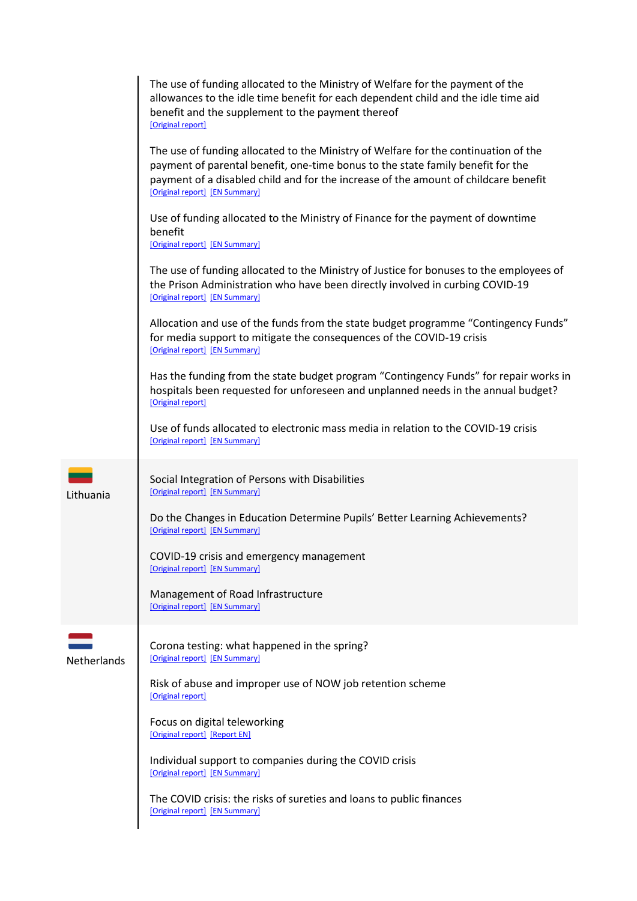| | |
|---|---|
| | The use of funding allocated to the Ministry of Welfare for the payment of the allowances to the idle time benefit for each dependent child and the idle time aid benefit and the supplement to the payment thereof<br>[Original report] |
| | The use of funding allocated to the Ministry of Welfare for the continuation of the payment of parental benefit, one-time bonus to the state family benefit for the payment of a disabled child and for the increase of the amount of childcare benefit<br>[Original report] [EN Summary] |
| | Use of funding allocated to the Ministry of Finance for the payment of downtime benefit<br>[Original report] [EN Summary] |
| | The use of funding allocated to the Ministry of Justice for bonuses to the employees of the Prison Administration who have been directly involved in curbing COVID-19<br>[Original report] [EN Summary] |
| | Allocation and use of the funds from the state budget programme “Contingency Funds” for media support to mitigate the consequences of the COVID-19 crisis<br>[Original report] [EN Summary] |
| | Has the funding from the state budget program “Contingency Funds” for repair works in hospitals been requested for unforeseen and unplanned needs in the annual budget?<br>[Original report] |
| | Use of funds allocated to electronic mass media in relation to the COVID-19 crisis<br>[Original report] [EN Summary] |
| Lithuania | Social Integration of Persons with Disabilities<br>[Original report] [EN Summary] |
| | Do the Changes in Education Determine Pupils’ Better Learning Achievements?<br>[Original report] [EN Summary] |
| | COVID-19 crisis and emergency management<br>[Original report] [EN Summary] |
| | Management of Road Infrastructure<br>[Original report] [EN Summary] |
| Netherlands | Corona testing: what happened in the spring?<br>[Original report] [EN Summary] |
| | Risk of abuse and improper use of NOW job retention scheme<br>[Original report] |
| | Focus on digital teleworking<br>[Original report] [Report EN] |
| | Individual support to companies during the COVID crisis<br>[Original report] [EN Summary] |
| | The COVID crisis: the risks of sureties and loans to public finances<br>[Original report] [EN Summary] |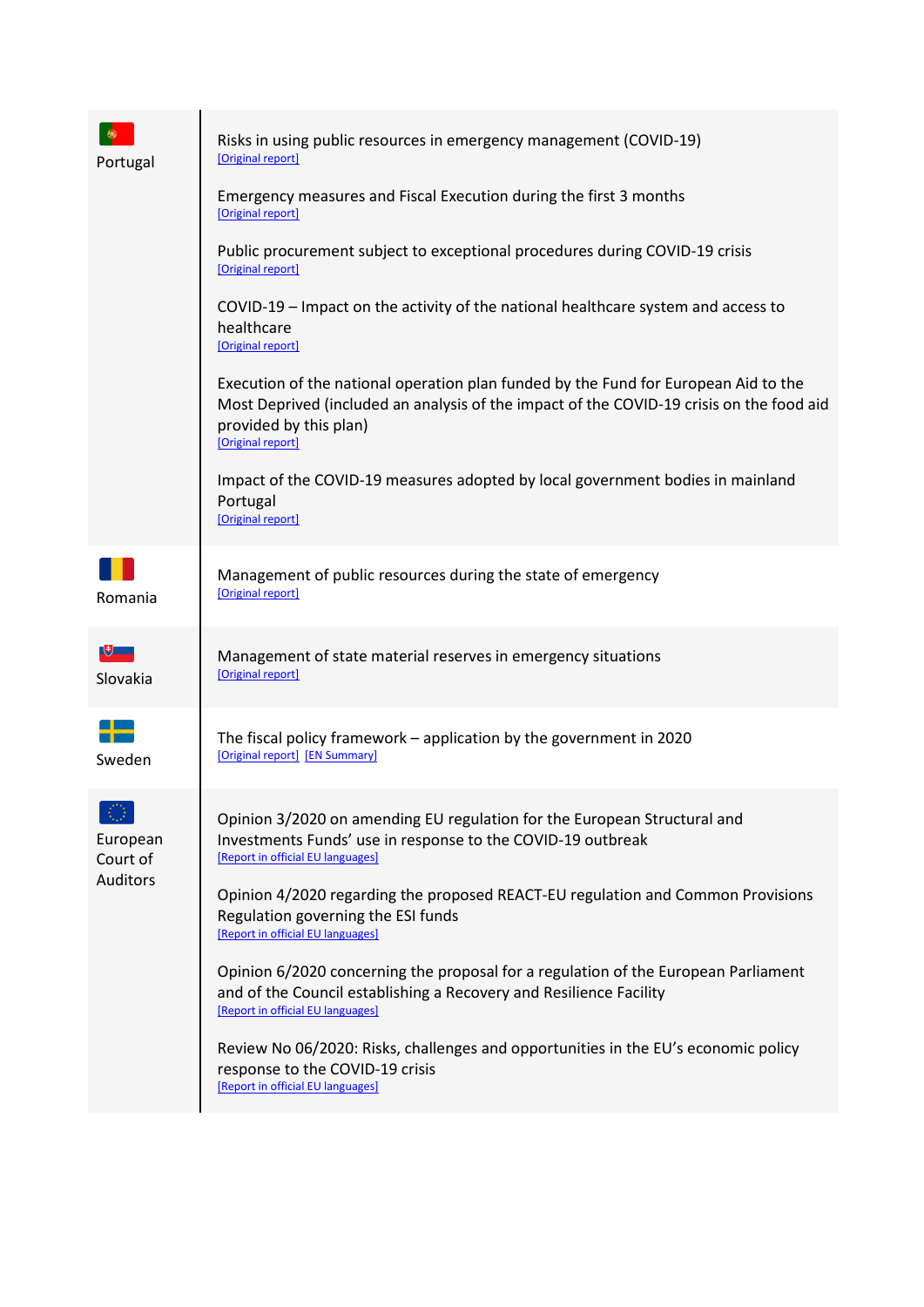| | |
|---|---|
| Portugal | Risks in using public resources in emergency management (COVID-19)<br>[Original report]<br><br>Emergency measures and Fiscal Execution during the first 3 months<br>[Original report]<br><br>Public procurement subject to exceptional procedures during COVID-19 crisis<br>[Original report]<br><br>COVID-19 – Impact on the activity of the national healthcare system and access to healthcare<br>[Original report]<br><br>Execution of the national operation plan funded by the Fund for European Aid to the Most Deprived (included an analysis of the impact of the COVID-19 crisis on the food aid provided by this plan)<br>[Original report]<br><br>Impact of the COVID-19 measures adopted by local government bodies in mainland Portugal<br>[Original report] |
| Romania | Management of public resources during the state of emergency<br>[Original report] |
| Slovakia | Management of state material reserves in emergency situations<br>[Original report] |
| Sweden | The fiscal policy framework – application by the government in 2020<br>[Original report] [EN Summary] |
| European Court of Auditors | Opinion 3/2020 on amending EU regulation for the European Structural and Investments Funds' use in response to the COVID-19 outbreak<br>[Report in official EU languages]<br><br>Opinion 4/2020 regarding the proposed REACT-EU regulation and Common Provisions Regulation governing the ESI funds<br>[Report in official EU languages]<br><br>Opinion 6/2020 concerning the proposal for a regulation of the European Parliament and of the Council establishing a Recovery and Resilience Facility<br>[Report in official EU languages]<br><br>Review No 06/2020: Risks, challenges and opportunities in the EU's economic policy response to the COVID-19 crisis<br>[Report in official EU languages] |